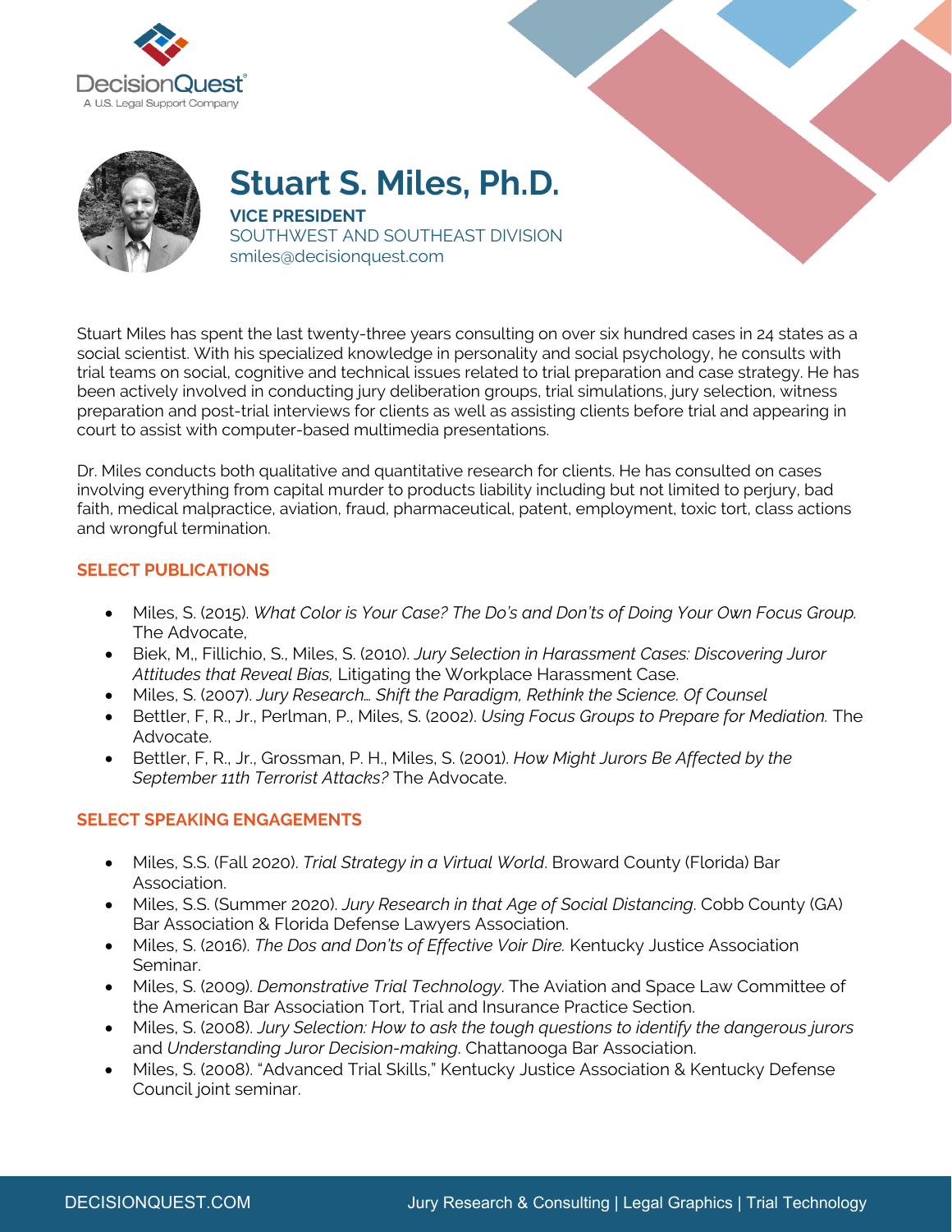DecisionQuest®
A U.S. Legal Support Company

# Stuart S. Miles, Ph.D.

**VICE PRESIDENT**
SOUTHWEST AND SOUTHEAST DIVISION
smiles@decisionquest.com

Stuart Miles has spent the last twenty-three years consulting on over six hundred cases in 24 states as a social scientist. With his specialized knowledge in personality and social psychology, he consults with trial teams on social, cognitive and technical issues related to trial preparation and case strategy. He has been actively involved in conducting jury deliberation groups, trial simulations, jury selection, witness preparation and post-trial interviews for clients as well as assisting clients before trial and appearing in court to assist with computer-based multimedia presentations.

Dr. Miles conducts both qualitative and quantitative research for clients. He has consulted on cases involving everything from capital murder to products liability including but not limited to perjury, bad faith, medical malpractice, aviation, fraud, pharmaceutical, patent, employment, toxic tort, class actions and wrongful termination.

## SELECT PUBLICATIONS

- Miles, S. (2015). *What Color is Your Case? The Do's and Don'ts of Doing Your Own Focus Group.* The Advocate,
- Biek, M,, Fillichio, S., Miles, S. (2010). *Jury Selection in Harassment Cases: Discovering Juror Attitudes that Reveal Bias,* Litigating the Workplace Harassment Case.
- Miles, S. (2007). *Jury Research… Shift the Paradigm, Rethink the Science. Of Counsel*
- Bettler, F, R., Jr., Perlman, P., Miles, S. (2002). *Using Focus Groups to Prepare for Mediation.* The Advocate.
- Bettler, F, R., Jr., Grossman, P. H., Miles, S. (2001). *How Might Jurors Be Affected by the September 11th Terrorist Attacks?* The Advocate.

## SELECT SPEAKING ENGAGEMENTS

- Miles, S.S. (Fall 2020). *Trial Strategy in a Virtual World*. Broward County (Florida) Bar Association.
- Miles, S.S. (Summer 2020). *Jury Research in that Age of Social Distancing*. Cobb County (GA) Bar Association & Florida Defense Lawyers Association.
- Miles, S. (2016). *The Dos and Don'ts of Effective Voir Dire.* Kentucky Justice Association Seminar.
- Miles, S. (2009). *Demonstrative Trial Technology*. The Aviation and Space Law Committee of the American Bar Association Tort, Trial and Insurance Practice Section.
- Miles, S. (2008). *Jury Selection: How to ask the tough questions to identify the dangerous jurors* and *Understanding Juror Decision-making*. Chattanooga Bar Association.
- Miles, S. (2008). "Advanced Trial Skills," Kentucky Justice Association & Kentucky Defense Council joint seminar.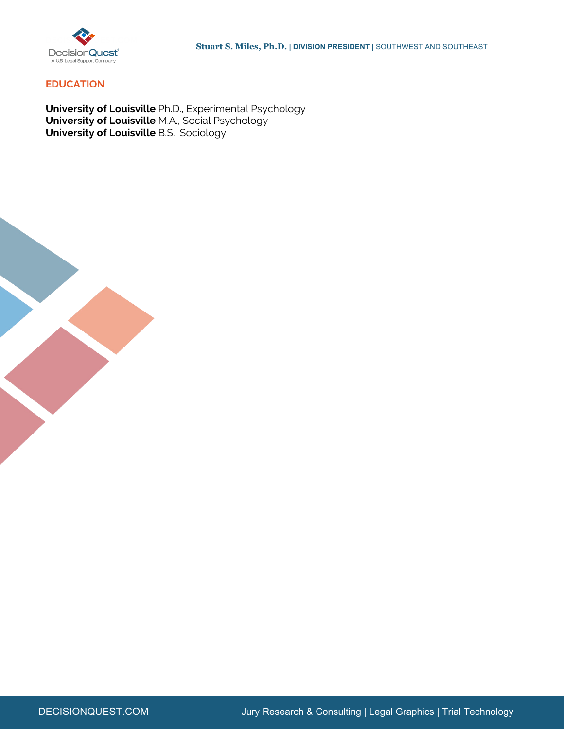## EDUCATION

**University of Louisville** Ph.D., Experimental Psychology
**University of Louisville** M.A., Social Psychology
**University of Louisville** B.S., Sociology